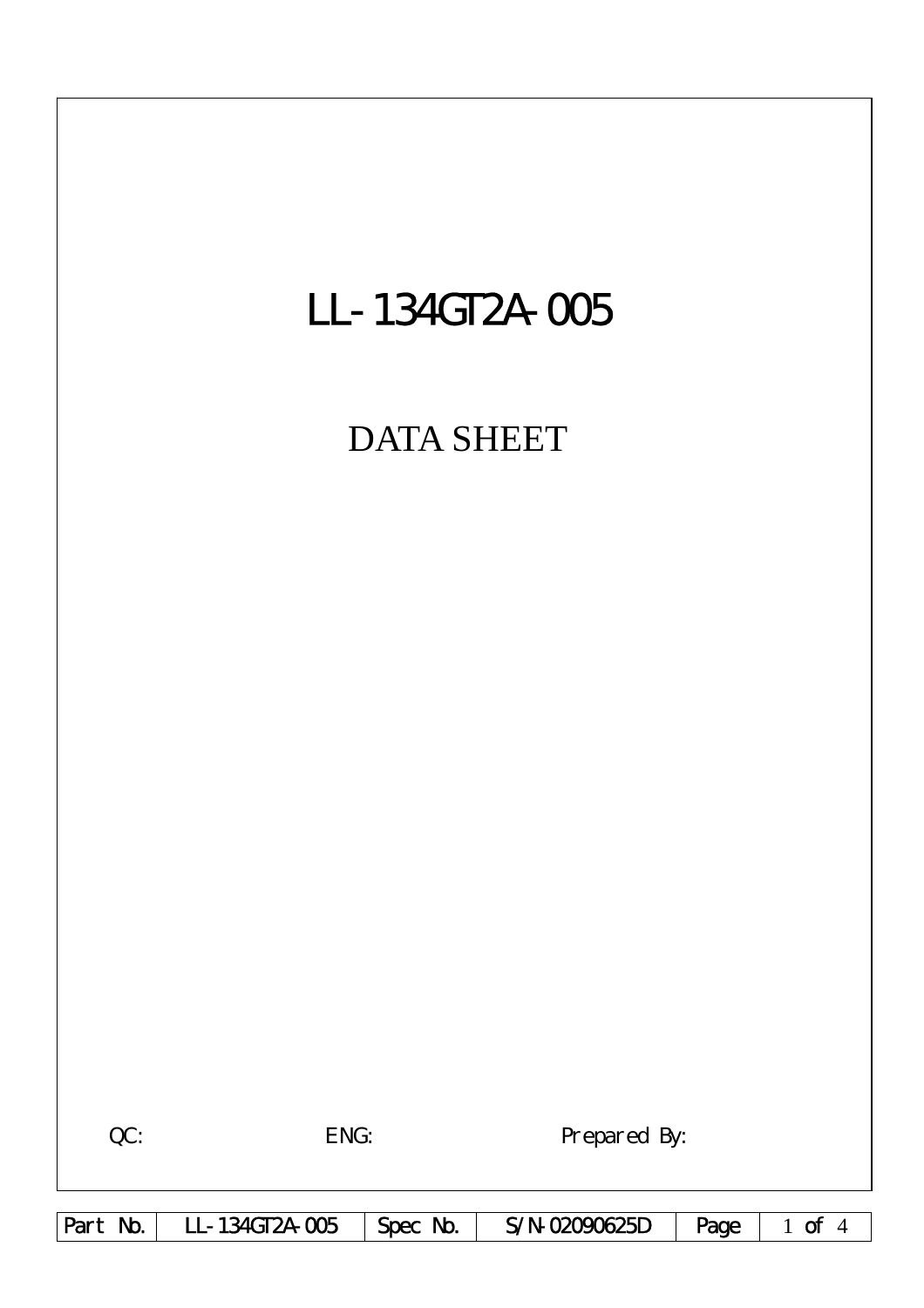# LL-134GT2A-005

## DATA SHEET

QC: ENG: Prepared By:

| Part No. | LL-134GT2A-005 | Spec No. | S/N-02090625D |
|---|---|---|---|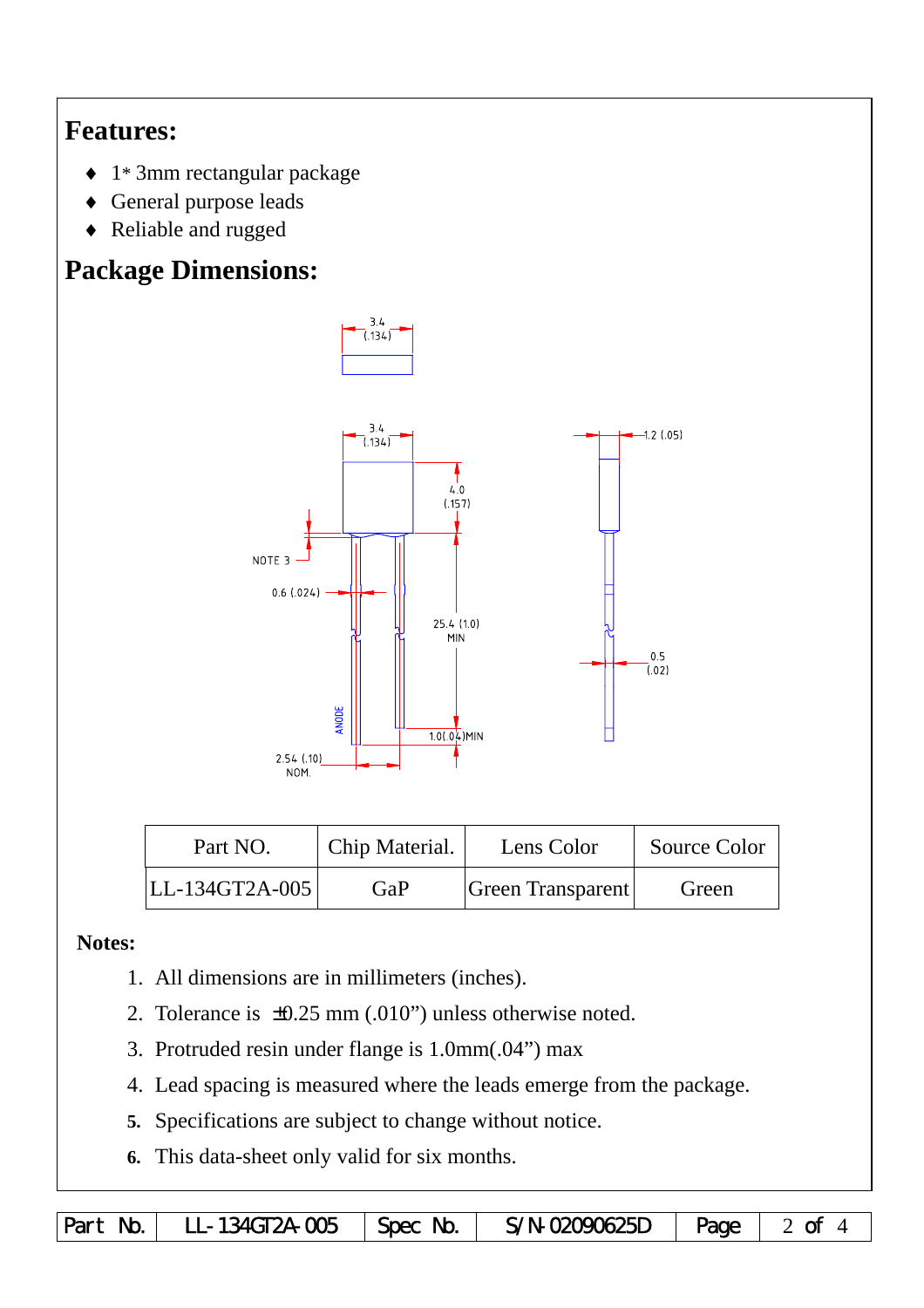## Features:

- 1* 3mm rectangular package
- General purpose leads
- Reliable and rugged

## Package Dimensions:

| Part NO. | Chip Material. | Lens Color | Source Color |
|---|---|---|---|
| LL-134GT2A-005 | GaP | Green Transparent | Green |

**Notes:**

1. All dimensions are in millimeters (inches).
2. Tolerance is ±0.25 mm (.010") unless otherwise noted.
3. Protruded resin under flange is 1.0mm(.04") max
4. Lead spacing is measured where the leads emerge from the package.
5. Specifications are subject to change without notice.
6. This data-sheet only valid for six months.

| Part No. | LL-134GT2A-005 | Spec No. | S/N-02090625D | Page | 2 of 4 |
|---|---|---|---|---|---|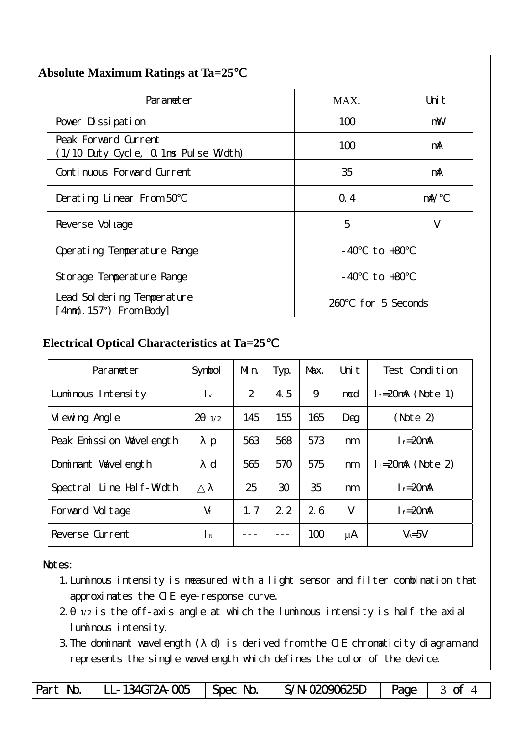## Absolute Maximum Ratings at Ta=25℃

| Parameter | MAX. | Unit |
|---|---|---|
| Power Dissipation | 100 | mW |
| Peak Forward Current (1/10 Duty Cycle, 0.1ms Pulse Width) | 100 | mA |
| Continuous Forward Current | 35 | mA |
| Derating Linear From 50℃ | 0.4 | mA/℃ |
| Reverse Voltage | 5 | V |
| Operating Temperature Range | -40℃ to +80℃ | |
| Storage Temperature Range | -40℃ to +80℃ | |
| Lead Soldering Temperature [4mm(.157") From Body] | 260℃ for 5 Seconds | |

## Electrical Optical Characteristics at Ta=25℃

| Parameter | Symbol | Min. | Typ. | Max. | Unit | Test Condition |
|---|---|---|---|---|---|---|
| Luminous Intensity | $I_v$ | 2 | 4.5 | 9 | mcd | $I_f$=20mA (Note 1) |
| Viewing Angle | $2\theta_{1/2}$ | 145 | 155 | 165 | Deg | (Note 2) |
| Peak Emission Wavelength | $\lambda p$ | 563 | 568 | 573 | nm | $I_f$=20mA |
| Dominant Wavelength | $\lambda d$ | 565 | 570 | 575 | nm | $I_f$=20mA (Note 2) |
| Spectral Line Half-Width | $\triangle\lambda$ | 25 | 30 | 35 | nm | $I_f$=20mA |
| Forward Voltage | $V_f$ | 1.7 | 2.2 | 2.6 | V | $I_f$=20mA |
| Reverse Current | $I_R$ | --- | --- | 100 | μA | $V_R$=5V |

Notes:

1. Luminous intensity is measured with a light sensor and filter combination that approximates the CIE eye-response curve.
2. $\theta_{1/2}$ is the off-axis angle at which the luminous intensity is half the axial luminous intensity.
3. The dominant wavelength ($\lambda d$) is derived from the CIE chromaticity diagram and represents the single wavelength which defines the color of the device.

| Part No. | LL-134GT2A-005 | Spec No. | S/N-02090625D | Page | 3 of 4 |
|---|---|---|---|---|---|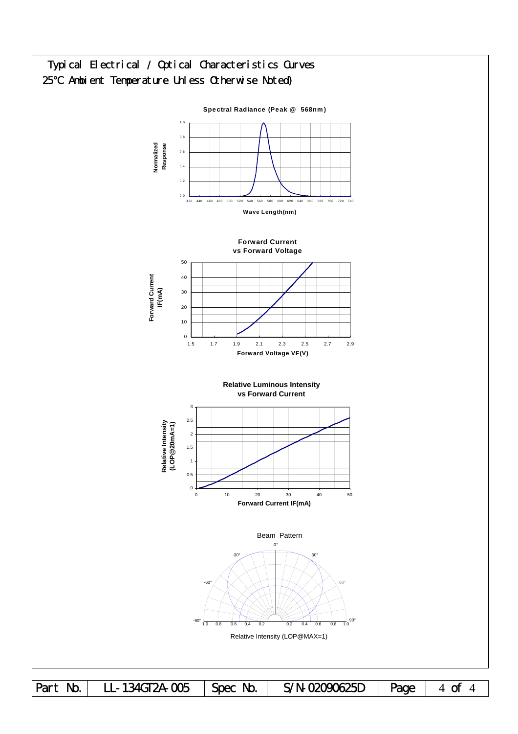# Typical Electrical / Optical Characteristics Curves
## 25°C Ambient Temperature Unless Otherwise Noted)

**Spectral Radiance (Peak @ 568nm)**

Normalized Response

1.0
0.8
0.6
0.4
0.2
0.0

420 440 460 480 500 520 540 560 580 600 620 640 660 680 700 720 740

**Wave Length(nm)**

**Forward Current vs Forward Voltage**

Forward Current IF(mA)

50
40
30
20
10
0

1.5 1.7 1.9 2.1 2.3 2.5 2.7 2.9

**Forward Voltage VF(V)**

**Relative Luminous Intensity vs Forward Current**

Relative Intensity (LOP@20mA=1)

3
2.5
2
1.5
1
0.5
0

0 10 20 30 40 50

**Forward Current IF(mA)**

Beam Pattern

0°
-30° 30°
-60° 60°
-90° 90°

1.0 0.8 0.6 0.4 0.2 0.2 0.4 0.6 0.8 1.0

Relative Intensity (LOP@MAX=1)

| | | | | | | |
|---|---|---|---|---|---|---|
| Part No. | LL-134GT2A-005 | Spec No. | S/N-02090625D | Page | 4 of 4 |